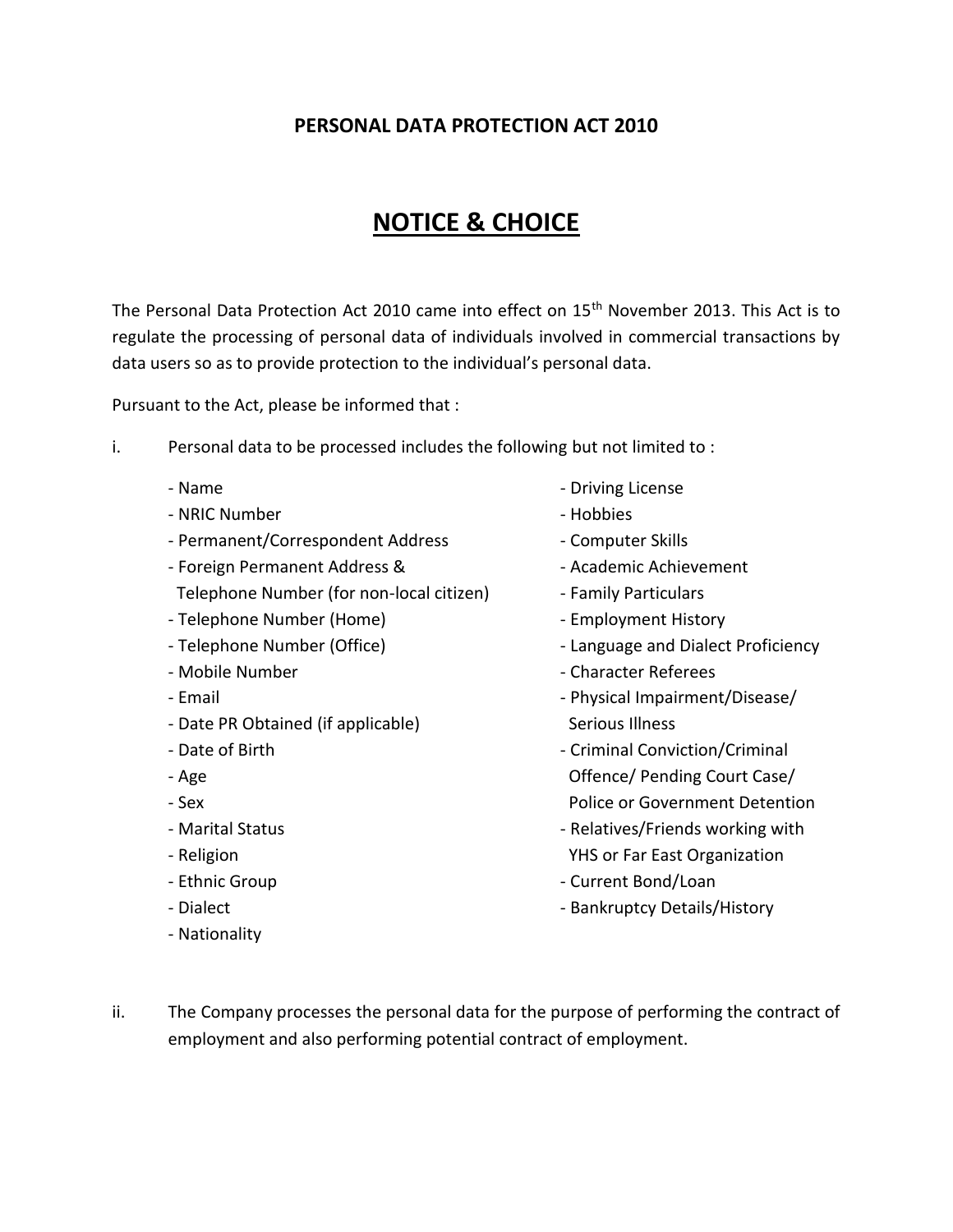# PERSONAL DATA PROTECTION ACT 2010

## NOTICE & CHOICE

The Personal Data Protection Act 2010 came into effect on 15th November 2013. This Act is to regulate the processing of personal data of individuals involved in commercial transactions by data users so as to provide protection to the individual's personal data.

Pursuant to the Act, please be informed that :

i. Personal data to be processed includes the following but not limited to :

- Name
- NRIC Number
- Permanent/Correspondent Address
- Foreign Permanent Address & Telephone Number (for non-local citizen)
- Telephone Number (Home)
- Telephone Number (Office)
- Mobile Number
- Email
- Date PR Obtained (if applicable)
- Date of Birth
- Age
- Sex
- Marital Status
- Religion
- Ethnic Group
- Dialect
- Nationality
- Driving License
- Hobbies
- Computer Skills
- Academic Achievement
- Family Particulars
- Employment History
- Language and Dialect Proficiency
- Character Referees
- Physical Impairment/Disease/ Serious Illness
- Criminal Conviction/Criminal Offence/ Pending Court Case/ Police or Government Detention
- Relatives/Friends working with YHS or Far East Organization
- Current Bond/Loan
- Bankruptcy Details/History

ii. The Company processes the personal data for the purpose of performing the contract of employment and also performing potential contract of employment.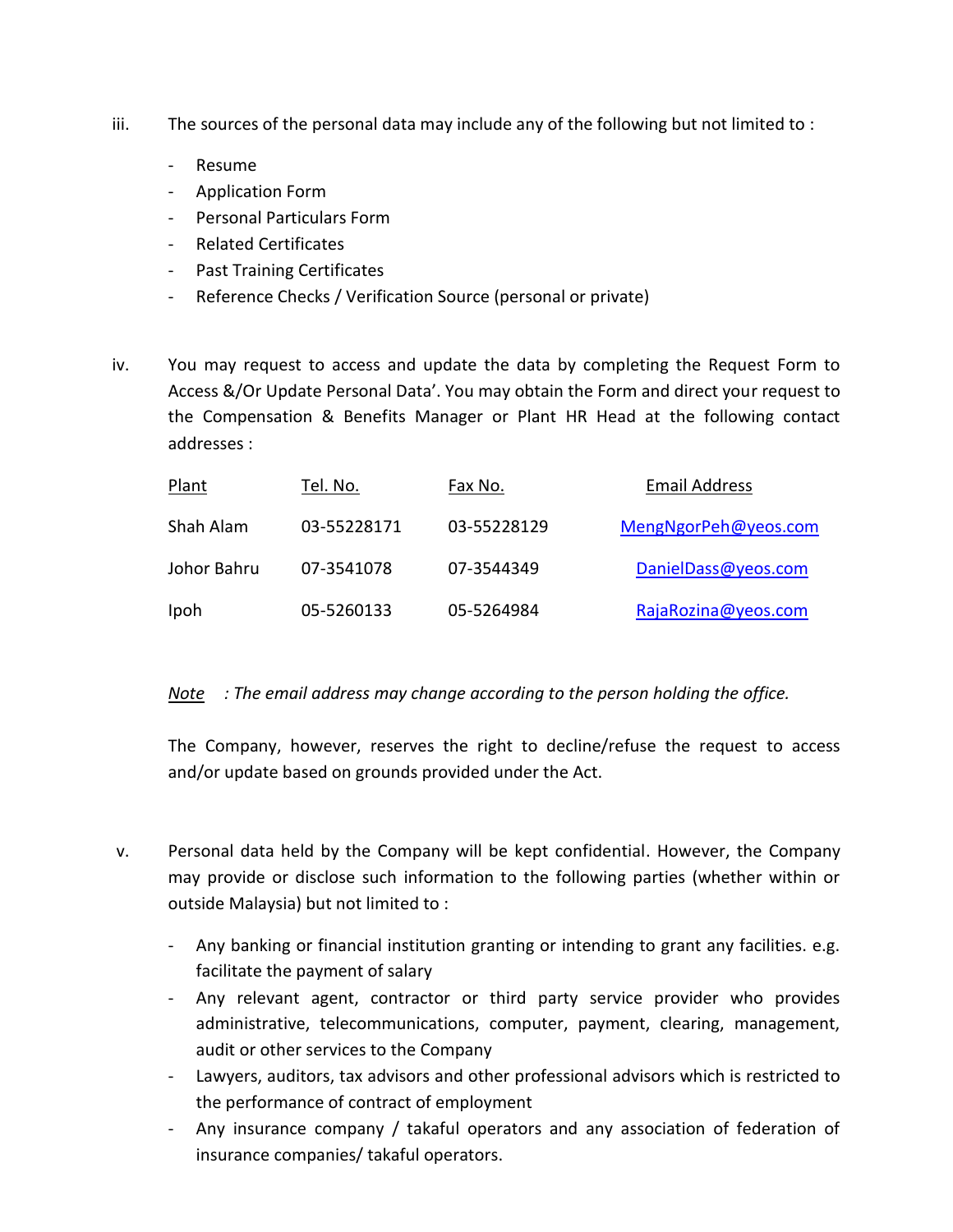iii. The sources of the personal data may include any of the following but not limited to :

- Resume
- Application Form
- Personal Particulars Form
- Related Certificates
- Past Training Certificates
- Reference Checks / Verification Source (personal or private)

iv. You may request to access and update the data by completing the Request Form to Access &/Or Update Personal Data'. You may obtain the Form and direct your request to the Compensation & Benefits Manager or Plant HR Head at the following contact addresses :

| Plant | Tel. No. | Fax No. | Email Address |
| --- | --- | --- | --- |
| Shah Alam | 03-55228171 | 03-55228129 | MengNgorPeh@yeos.com |
| Johor Bahru | 07-3541078 | 07-3544349 | DanielDass@yeos.com |
| Ipoh | 05-5260133 | 05-5264984 | RajaRozina@yeos.com |

*Note : The email address may change according to the person holding the office.*

The Company, however, reserves the right to decline/refuse the request to access and/or update based on grounds provided under the Act.

v. Personal data held by the Company will be kept confidential. However, the Company may provide or disclose such information to the following parties (whether within or outside Malaysia) but not limited to :

- Any banking or financial institution granting or intending to grant any facilities. e.g. facilitate the payment of salary
- Any relevant agent, contractor or third party service provider who provides administrative, telecommunications, computer, payment, clearing, management, audit or other services to the Company
- Lawyers, auditors, tax advisors and other professional advisors which is restricted to the performance of contract of employment
- Any insurance company / takaful operators and any association of federation of insurance companies/ takaful operators.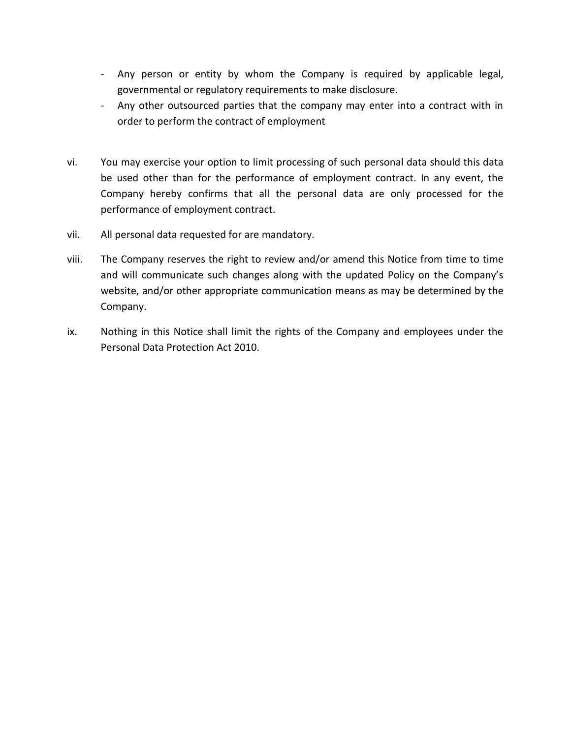- Any person or entity by whom the Company is required by applicable legal, governmental or regulatory requirements to make disclosure.
- Any other outsourced parties that the company may enter into a contract with in order to perform the contract of employment

vi. You may exercise your option to limit processing of such personal data should this data be used other than for the performance of employment contract. In any event, the Company hereby confirms that all the personal data are only processed for the performance of employment contract.

vii. All personal data requested for are mandatory.

viii. The Company reserves the right to review and/or amend this Notice from time to time and will communicate such changes along with the updated Policy on the Company's website, and/or other appropriate communication means as may be determined by the Company.

ix. Nothing in this Notice shall limit the rights of the Company and employees under the Personal Data Protection Act 2010.